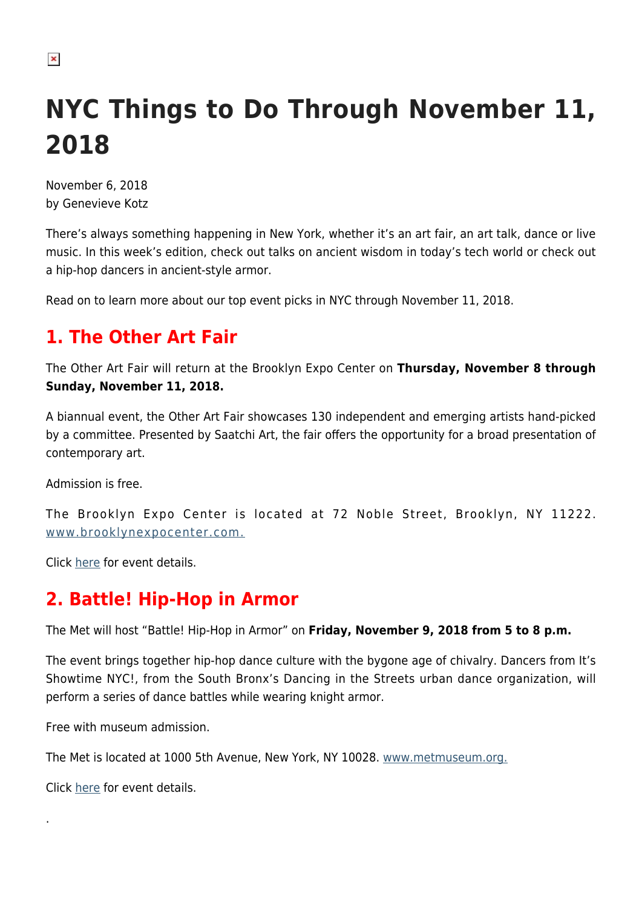# NYC Things to Do Through November 11, 2018

November 6, 2018
by Genevieve Kotz

There's always something happening in New York, whether it's an art fair, an art talk, dance or live music. In this week's edition, check out talks on ancient wisdom in today's tech world or check out a hip-hop dancers in ancient-style armor.

Read on to learn more about our top event picks in NYC through November 11, 2018.

## 1. The Other Art Fair

The Other Art Fair will return at the Brooklyn Expo Center on **Thursday, November 8 through Sunday, November 11, 2018.**

A biannual event, the Other Art Fair showcases 130 independent and emerging artists hand-picked by a committee. Presented by Saatchi Art, the fair offers the opportunity for a broad presentation of contemporary art.

Admission is free.

The Brooklyn Expo Center is located at 72 Noble Street, Brooklyn, NY 11222. [www.brooklynexpocenter.com.](www.brooklynexpocenter.com.)

Click [here]() for event details.

## 2. Battle! Hip-Hop in Armor

The Met will host "Battle! Hip-Hop in Armor" on **Friday, November 9, 2018 from 5 to 8 p.m.**

The event brings together hip-hop dance culture with the bygone age of chivalry. Dancers from It's Showtime NYC!, from the South Bronx's Dancing in the Streets urban dance organization, will perform a series of dance battles while wearing knight armor.

Free with museum admission.

The Met is located at 1000 5th Avenue, New York, NY 10028. [www.metmuseum.org.](www.metmuseum.org.)

Click [here]() for event details.

.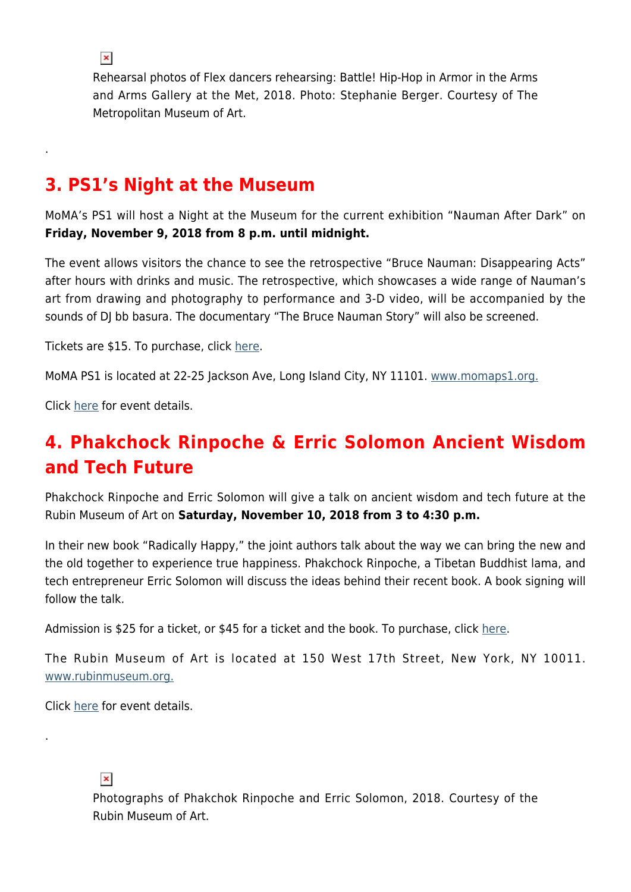Rehearsal photos of Flex dancers rehearsing: Battle! Hip-Hop in Armor in the Arms and Arms Gallery at the Met, 2018. Photo: Stephanie Berger. Courtesy of The Metropolitan Museum of Art.

.

## 3. PS1's Night at the Museum

MoMA's PS1 will host a Night at the Museum for the current exhibition "Nauman After Dark" on **Friday, November 9, 2018 from 8 p.m. until midnight.**

The event allows visitors the chance to see the retrospective "Bruce Nauman: Disappearing Acts" after hours with drinks and music. The retrospective, which showcases a wide range of Nauman's art from drawing and photography to performance and 3-D video, will be accompanied by the sounds of DJ bb basura. The documentary "The Bruce Nauman Story" will also be screened.

Tickets are $15. To purchase, click here.

MoMA PS1 is located at 22-25 Jackson Ave, Long Island City, NY 11101. www.momaps1.org.

Click here for event details.

## 4. Phakchock Rinpoche & Erric Solomon Ancient Wisdom and Tech Future

Phakchock Rinpoche and Erric Solomon will give a talk on ancient wisdom and tech future at the Rubin Museum of Art on **Saturday, November 10, 2018 from 3 to 4:30 p.m.**

In their new book "Radically Happy," the joint authors talk about the way we can bring the new and the old together to experience true happiness. Phakchock Rinpoche, a Tibetan Buddhist lama, and tech entrepreneur Erric Solomon will discuss the ideas behind their recent book. A book signing will follow the talk.

Admission is $25 for a ticket, or $45 for a ticket and the book. To purchase, click here.

The Rubin Museum of Art is located at 150 West 17th Street, New York, NY 10011. www.rubinmuseum.org.

Click here for event details.

.

Photographs of Phakchok Rinpoche and Erric Solomon, 2018. Courtesy of the Rubin Museum of Art.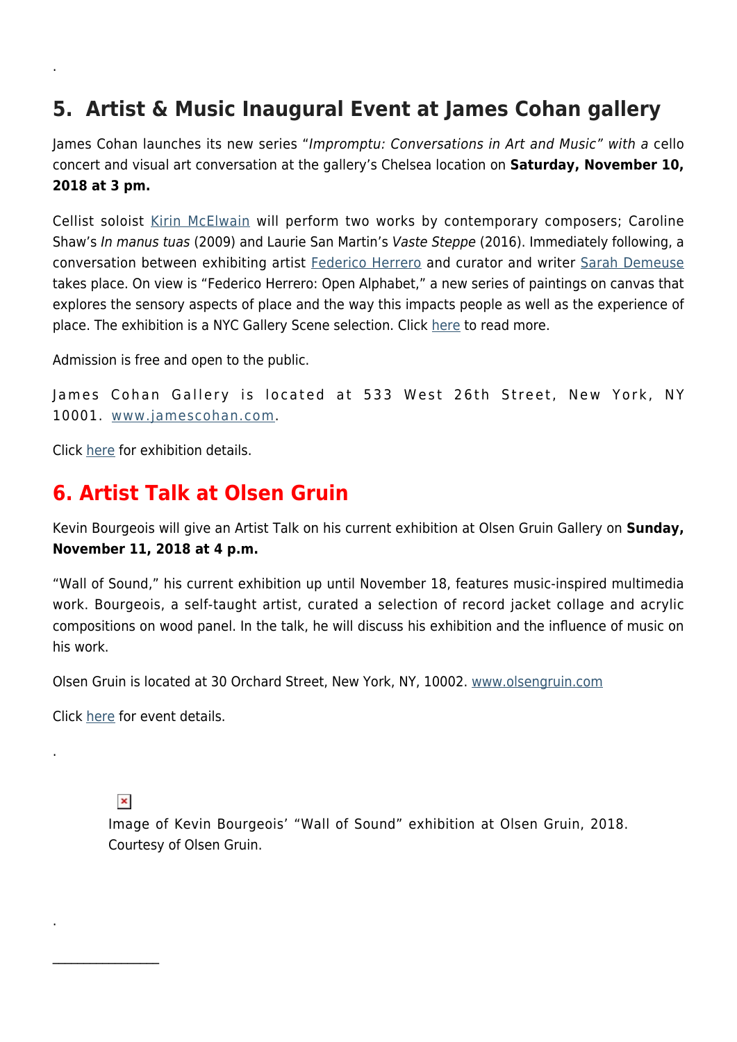.

## 5. Artist & Music Inaugural Event at James Cohan gallery

James Cohan launches its new series "*Impromptu: Conversations in Art and Music" with a* cello concert and visual art conversation at the gallery's Chelsea location on **Saturday, November 10, 2018 at 3 pm.**

Cellist soloist Kirin McElwain will perform two works by contemporary composers; Caroline Shaw's *In manus tuas* (2009) and Laurie San Martin's *Vaste Steppe* (2016). Immediately following, a conversation between exhibiting artist Federico Herrero and curator and writer Sarah Demeuse takes place. On view is "Federico Herrero: Open Alphabet," a new series of paintings on canvas that explores the sensory aspects of place and the way this impacts people as well as the experience of place. The exhibition is a NYC Gallery Scene selection. Click here to read more.

Admission is free and open to the public.

James Cohan Gallery is located at 533 West 26th Street, New York, NY 10001. www.jamescohan.com.

Click here for exhibition details.

## 6. Artist Talk at Olsen Gruin

Kevin Bourgeois will give an Artist Talk on his current exhibition at Olsen Gruin Gallery on **Sunday, November 11, 2018 at 4 p.m.**

"Wall of Sound," his current exhibition up until November 18, features music-inspired multimedia work. Bourgeois, a self-taught artist, curated a selection of record jacket collage and acrylic compositions on wood panel. In the talk, he will discuss his exhibition and the influence of music on his work.

Olsen Gruin is located at 30 Orchard Street, New York, NY, 10002. www.olsengruin.com

Click here for event details.

.

Image of Kevin Bourgeois' "Wall of Sound" exhibition at Olsen Gruin, 2018. Courtesy of Olsen Gruin.

.

---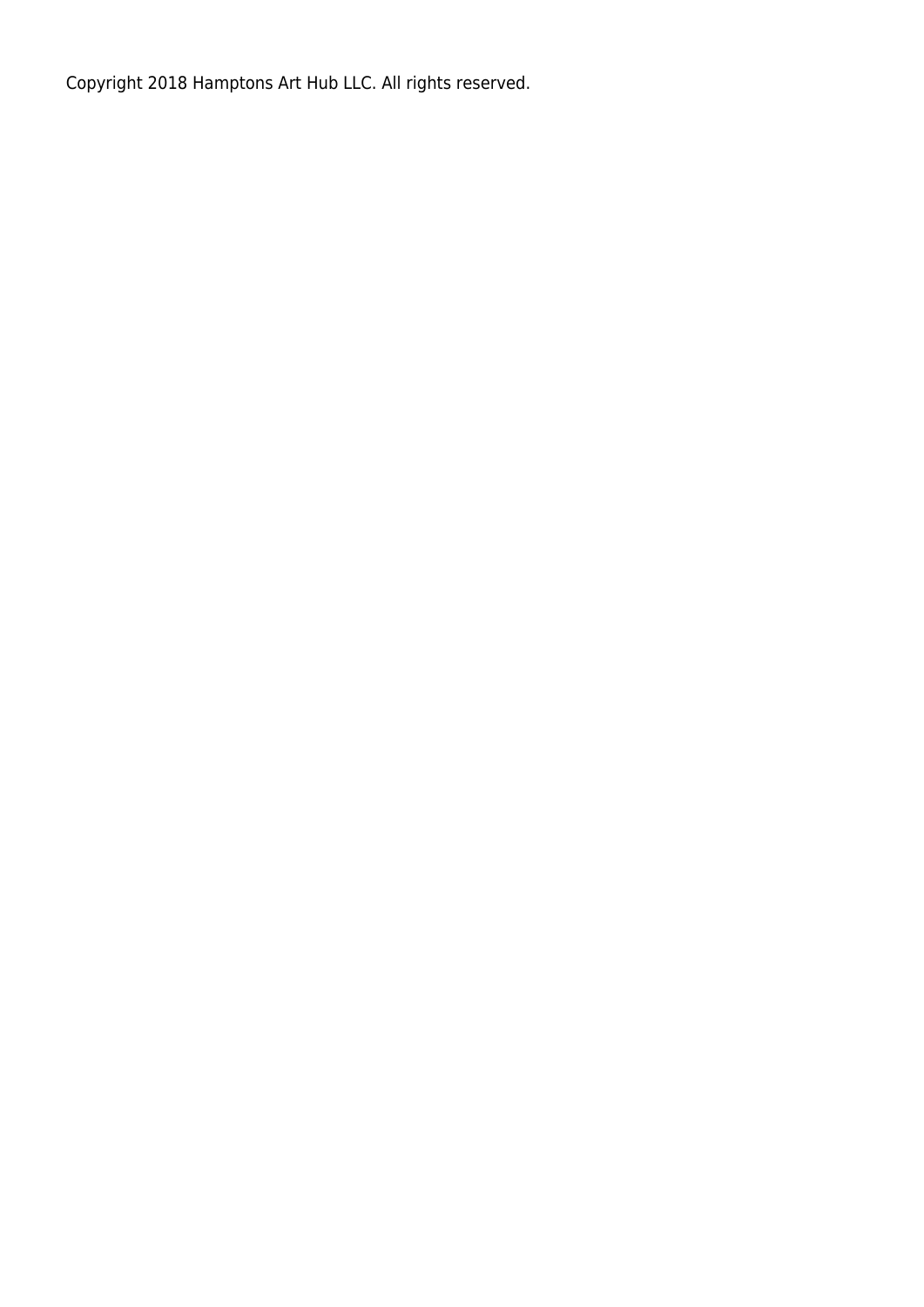Copyright 2018 Hamptons Art Hub LLC. All rights reserved.